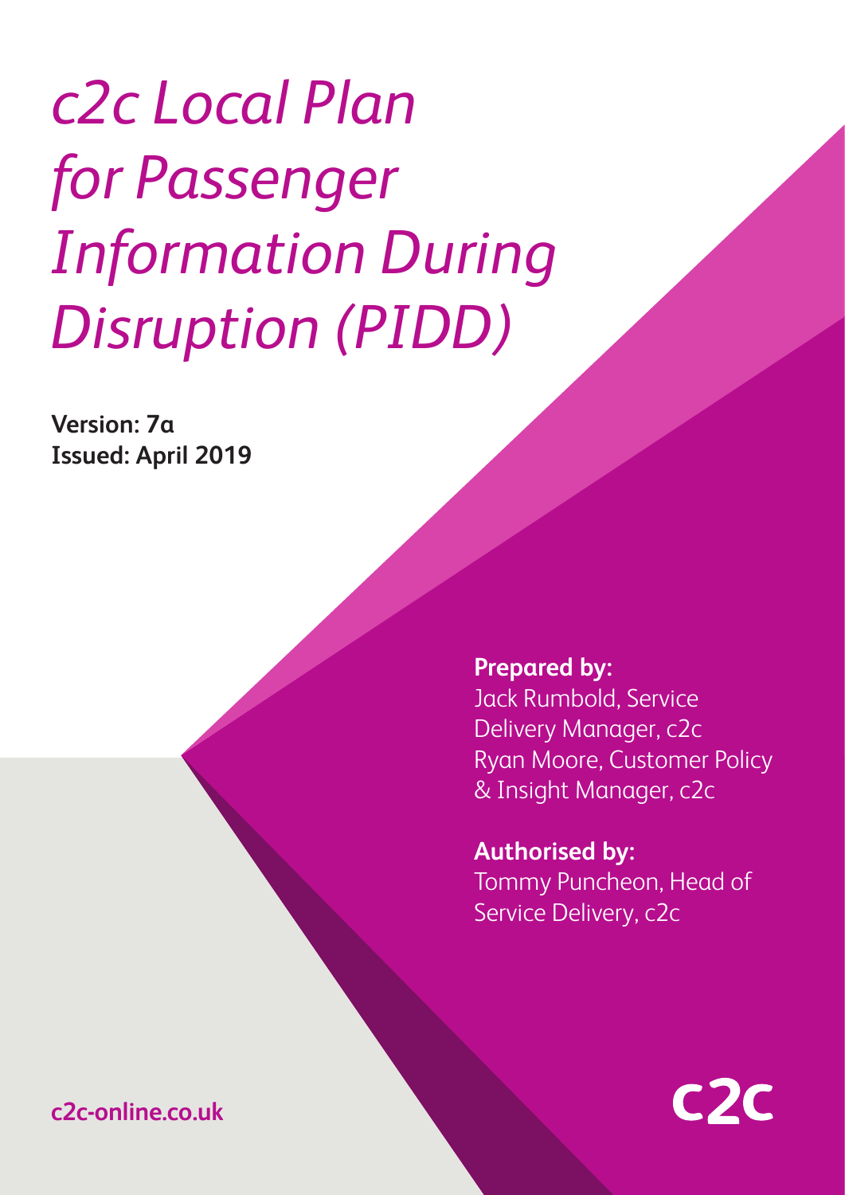# *c2c Local Plan for Passenger Information During Disruption (PIDD)*

**Version: 7a**
**Issued: April 2019**

**Prepared by:**
Jack Rumbold, Service Delivery Manager, c2c
Ryan Moore, Customer Policy & Insight Manager, c2c

**Authorised by:**
Tommy Puncheon, Head of Service Delivery, c2c

**c2c-online.co.uk**

c2c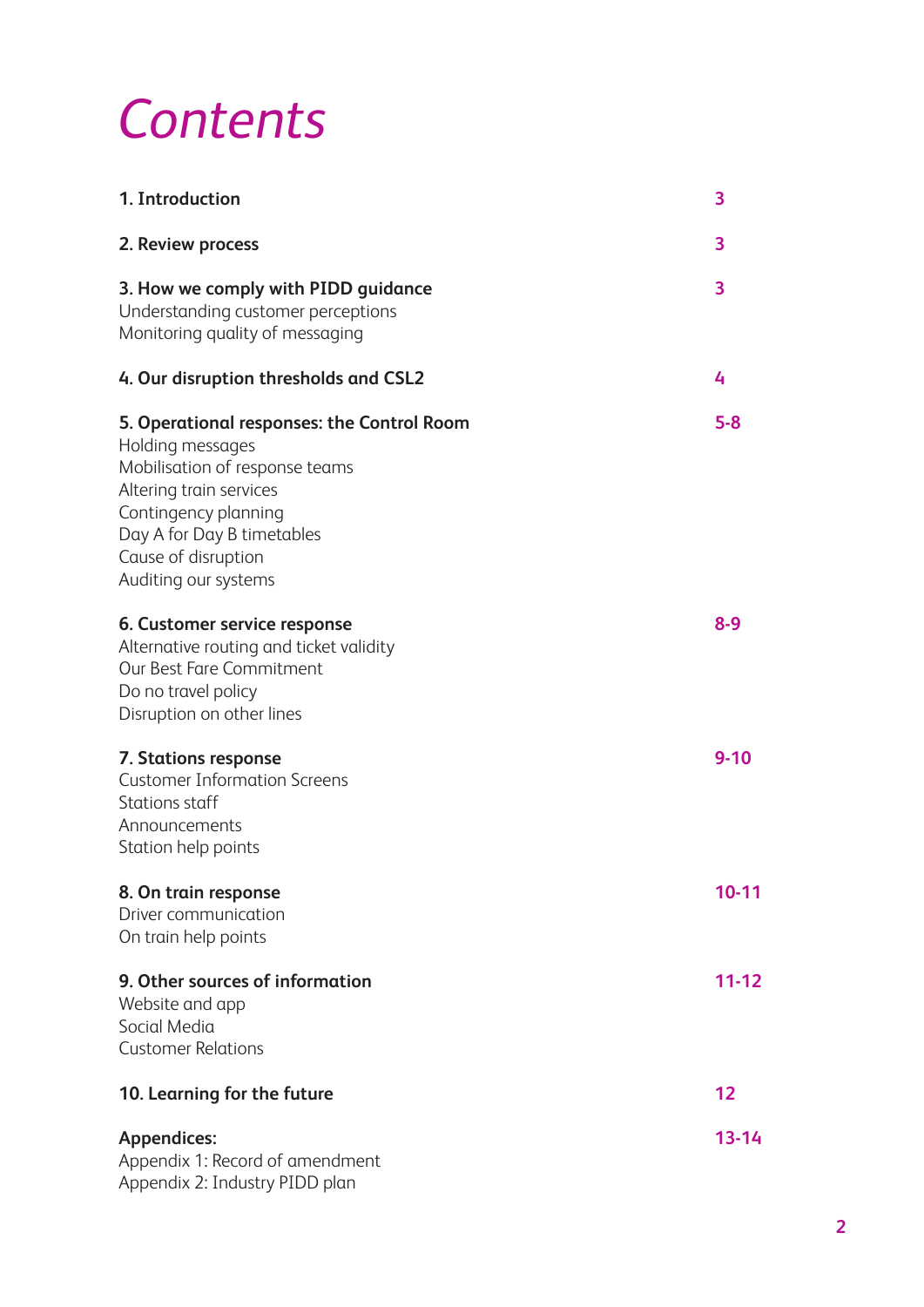# Contents

| | |
|---|---|
| **1. Introduction** | 3 |
| **2. Review process** | 3 |
| **3. How we comply with PIDD guidance**<br>Understanding customer perceptions<br>Monitoring quality of messaging | 3 |
| **4. Our disruption thresholds and CSL2** | 4 |
| **5. Operational responses: the Control Room**<br>Holding messages<br>Mobilisation of response teams<br>Altering train services<br>Contingency planning<br>Day A for Day B timetables<br>Cause of disruption<br>Auditing our systems | 5-8 |
| **6. Customer service response**<br>Alternative routing and ticket validity<br>Our Best Fare Commitment<br>Do no travel policy<br>Disruption on other lines | 8-9 |
| **7. Stations response**<br>Customer Information Screens<br>Stations staff<br>Announcements<br>Station help points | 9-10 |
| **8. On train response**<br>Driver communication<br>On train help points | 10-11 |
| **9. Other sources of information**<br>Website and app<br>Social Media<br>Customer Relations | 11-12 |
| **10. Learning for the future** | 12 |
| **Appendices:**<br>Appendix 1: Record of amendment<br>Appendix 2: Industry PIDD plan | 13-14 |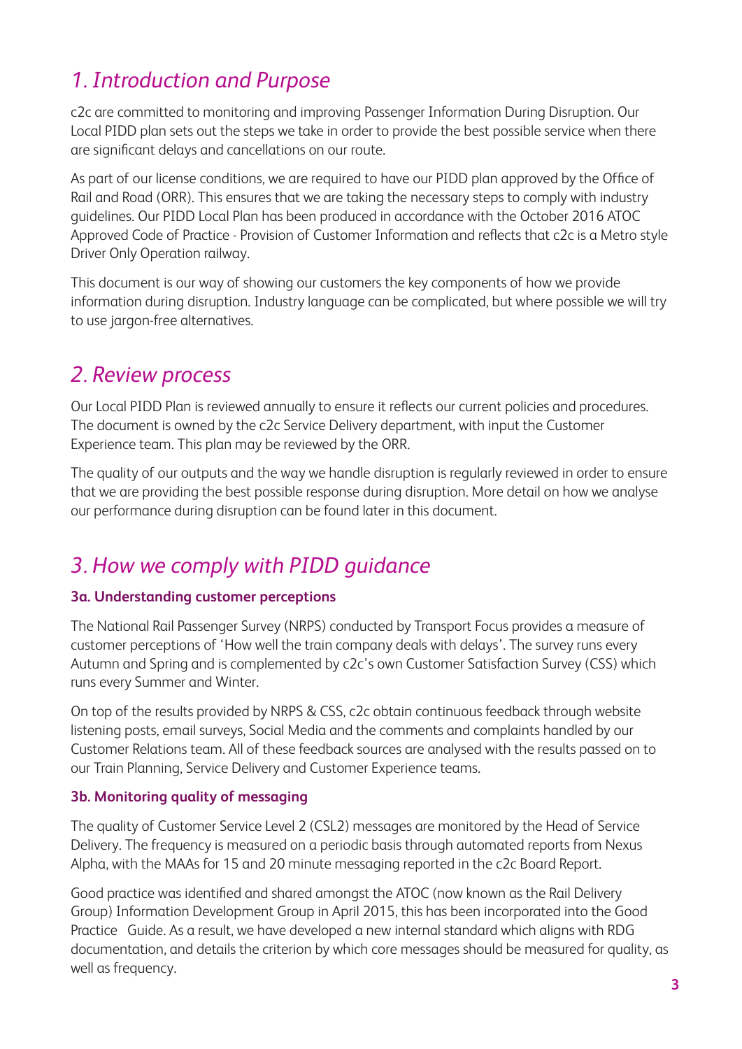## *1. Introduction and Purpose*

c2c are committed to monitoring and improving Passenger Information During Disruption. Our Local PIDD plan sets out the steps we take in order to provide the best possible service when there are significant delays and cancellations on our route.

As part of our license conditions, we are required to have our PIDD plan approved by the Office of Rail and Road (ORR). This ensures that we are taking the necessary steps to comply with industry guidelines. Our PIDD Local Plan has been produced in accordance with the October 2016 ATOC Approved Code of Practice - Provision of Customer Information and reflects that c2c is a Metro style Driver Only Operation railway.

This document is our way of showing our customers the key components of how we provide information during disruption. Industry language can be complicated, but where possible we will try to use jargon-free alternatives.

## *2. Review process*

Our Local PIDD Plan is reviewed annually to ensure it reflects our current policies and procedures. The document is owned by the c2c Service Delivery department, with input the Customer Experience team. This plan may be reviewed by the ORR.

The quality of our outputs and the way we handle disruption is regularly reviewed in order to ensure that we are providing the best possible response during disruption. More detail on how we analyse our performance during disruption can be found later in this document.

## *3. How we comply with PIDD guidance*

### 3a. Understanding customer perceptions

The National Rail Passenger Survey (NRPS) conducted by Transport Focus provides a measure of customer perceptions of 'How well the train company deals with delays'. The survey runs every Autumn and Spring and is complemented by c2c's own Customer Satisfaction Survey (CSS) which runs every Summer and Winter.

On top of the results provided by NRPS & CSS, c2c obtain continuous feedback through website listening posts, email surveys, Social Media and the comments and complaints handled by our Customer Relations team. All of these feedback sources are analysed with the results passed on to our Train Planning, Service Delivery and Customer Experience teams.

### 3b. Monitoring quality of messaging

The quality of Customer Service Level 2 (CSL2) messages are monitored by the Head of Service Delivery. The frequency is measured on a periodic basis through automated reports from Nexus Alpha, with the MAAs for 15 and 20 minute messaging reported in the c2c Board Report.

Good practice was identified and shared amongst the ATOC (now known as the Rail Delivery Group) Information Development Group in April 2015, this has been incorporated into the Good Practice Guide. As a result, we have developed a new internal standard which aligns with RDG documentation, and details the criterion by which core messages should be measured for quality, as well as frequency.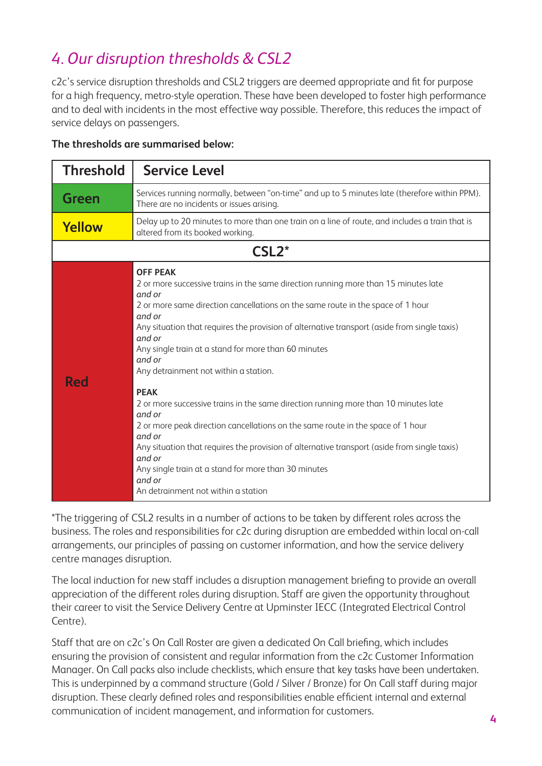## 4. Our disruption thresholds & CSL2

c2c's service disruption thresholds and CSL2 triggers are deemed appropriate and fit for purpose for a high frequency, metro-style operation. These have been developed to foster high performance and to deal with incidents in the most effective way possible. Therefore, this reduces the impact of service delays on passengers.

**The thresholds are summarised below:**

| Threshold | Service Level |
|---|---|
| **Green** | Services running normally, between "on-time" and up to 5 minutes late (therefore within PPM). There are no incidents or issues arising. |
| **Yellow** | Delay up to 20 minutes to more than one train on a line of route, and includes a train that is altered from its booked working. |
| **CSL2*** | |
| **Red** | **OFF PEAK**<br>2 or more successive trains in the same direction running more than 15 minutes late<br>*and or*<br>2 or more same direction cancellations on the same route in the space of 1 hour<br>*and or*<br>Any situation that requires the provision of alternative transport (aside from single taxis)<br>*and or*<br>Any single train at a stand for more than 60 minutes<br>*and or*<br>Any detrainment not within a station.<br><br>**PEAK**<br>2 or more successive trains in the same direction running more than 10 minutes late<br>*and or*<br>2 or more peak direction cancellations on the same route in the space of 1 hour<br>*and or*<br>Any situation that requires the provision of alternative transport (aside from single taxis)<br>*and or*<br>Any single train at a stand for more than 30 minutes<br>*and or*<br>An detrainment not within a station |

*The triggering of CSL2 results in a number of actions to be taken by different roles across the business. The roles and responsibilities for c2c during disruption are embedded within local on-call arrangements, our principles of passing on customer information, and how the service delivery centre manages disruption.

The local induction for new staff includes a disruption management briefing to provide an overall appreciation of the different roles during disruption. Staff are given the opportunity throughout their career to visit the Service Delivery Centre at Upminster IECC (Integrated Electrical Control Centre).

Staff that are on c2c's On Call Roster are given a dedicated On Call briefing, which includes ensuring the provision of consistent and regular information from the c2c Customer Information Manager. On Call packs also include checklists, which ensure that key tasks have been undertaken. This is underpinned by a command structure (Gold / Silver / Bronze) for On Call staff during major disruption. These clearly defined roles and responsibilities enable efficient internal and external communication of incident management, and information for customers.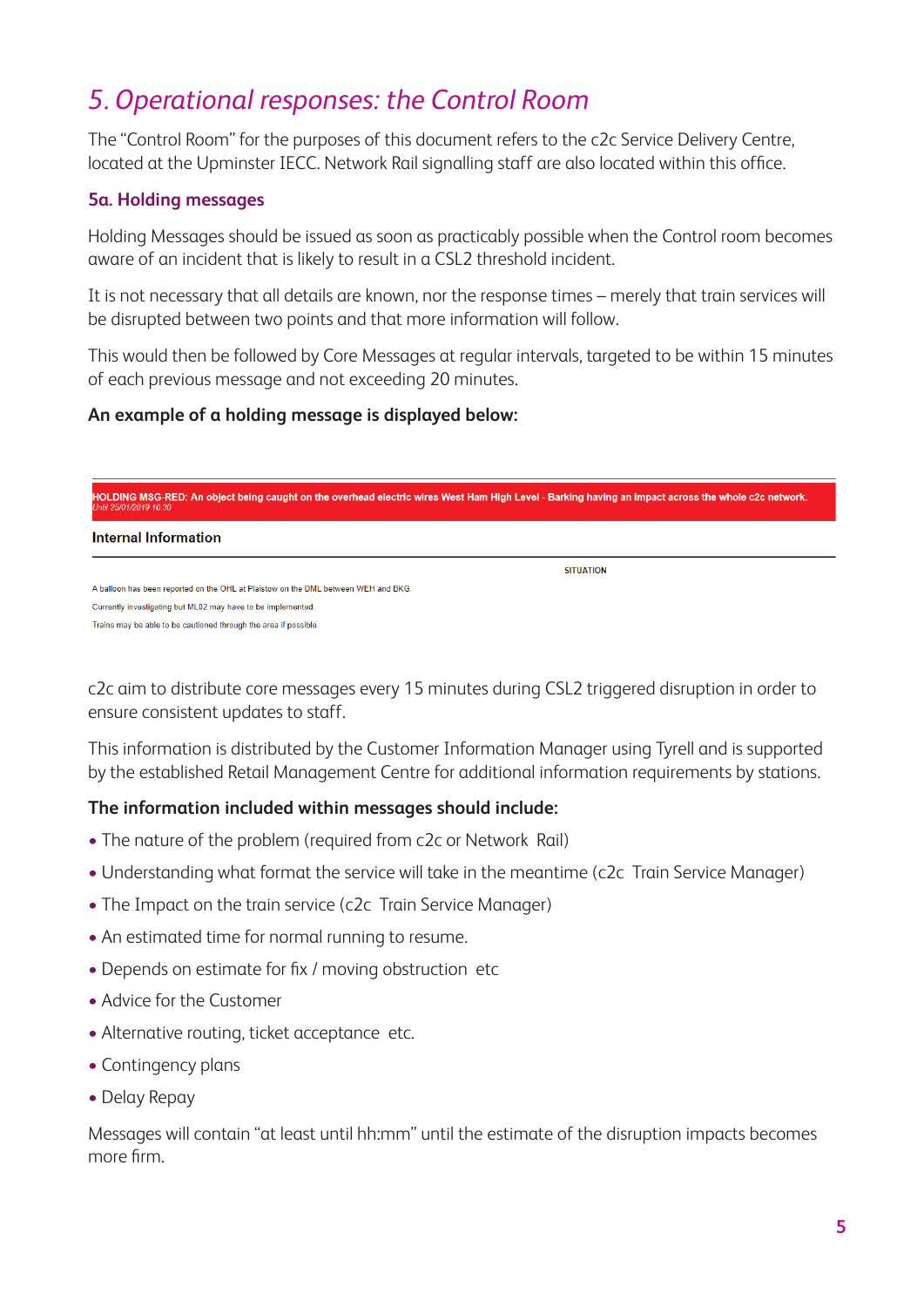## 5. Operational responses: the Control Room

The "Control Room" for the purposes of this document refers to the c2c Service Delivery Centre, located at the Upminster IECC. Network Rail signalling staff are also located within this office.

### 5a. Holding messages

Holding Messages should be issued as soon as practicably possible when the Control room becomes aware of an incident that is likely to result in a CSL2 threshold incident.

It is not necessary that all details are known, nor the response times – merely that train services will be disrupted between two points and that more information will follow.

This would then be followed by Core Messages at regular intervals, targeted to be within 15 minutes of each previous message and not exceeding 20 minutes.

**An example of a holding message is displayed below:**

**HOLDING MSG-RED: An object being caught on the overhead electric wires West Ham High Level - Barking having an impact across the whole c2c network.**
*Until 25/01/2019 10:30*

**Internal Information**

SITUATION

A balloon has been reported on the OHL at Plaistow on the DML between WEH and BKG.

Currently investigating but ML02 may have to be implemented.

Trains may be able to be cautioned through the area if possible.

c2c aim to distribute core messages every 15 minutes during CSL2 triggered disruption in order to ensure consistent updates to staff.

This information is distributed by the Customer Information Manager using Tyrell and is supported by the established Retail Management Centre for additional information requirements by stations.

**The information included within messages should include:**

- The nature of the problem (required from c2c or Network Rail)
- Understanding what format the service will take in the meantime (c2c Train Service Manager)
- The Impact on the train service (c2c Train Service Manager)
- An estimated time for normal running to resume.
- Depends on estimate for fix / moving obstruction etc
- Advice for the Customer
- Alternative routing, ticket acceptance etc.
- Contingency plans
- Delay Repay

Messages will contain "at least until hh:mm" until the estimate of the disruption impacts becomes more firm.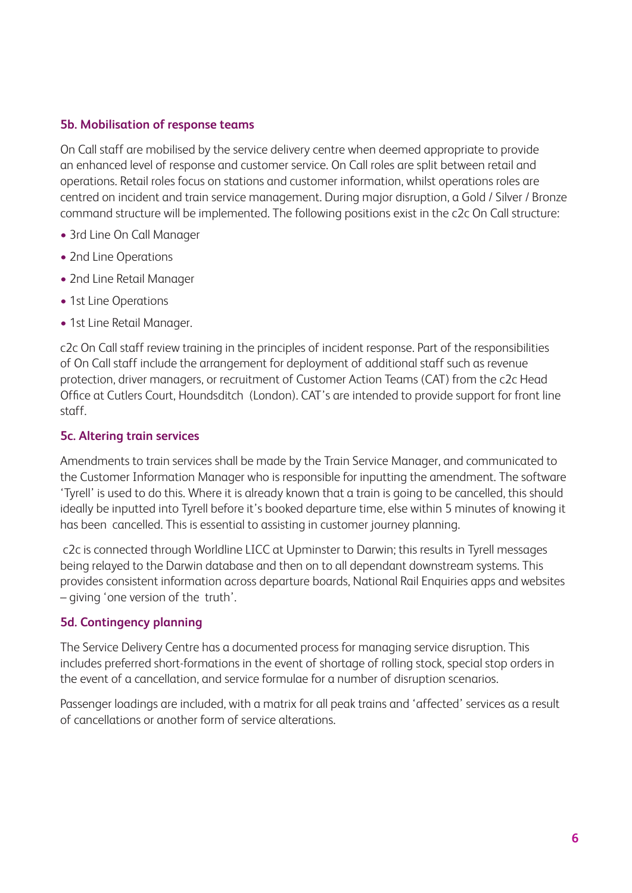### 5b. Mobilisation of response teams

On Call staff are mobilised by the service delivery centre when deemed appropriate to provide an enhanced level of response and customer service. On Call roles are split between retail and operations. Retail roles focus on stations and customer information, whilst operations roles are centred on incident and train service management. During major disruption, a Gold / Silver / Bronze command structure will be implemented. The following positions exist in the c2c On Call structure:

- 3rd Line On Call Manager
- 2nd Line Operations
- 2nd Line Retail Manager
- 1st Line Operations
- 1st Line Retail Manager.

c2c On Call staff review training in the principles of incident response. Part of the responsibilities of On Call staff include the arrangement for deployment of additional staff such as revenue protection, driver managers, or recruitment of Customer Action Teams (CAT) from the c2c Head Office at Cutlers Court, Houndsditch (London). CAT's are intended to provide support for front line staff.

### 5c. Altering train services

Amendments to train services shall be made by the Train Service Manager, and communicated to the Customer Information Manager who is responsible for inputting the amendment. The software 'Tyrell' is used to do this. Where it is already known that a train is going to be cancelled, this should ideally be inputted into Tyrell before it's booked departure time, else within 5 minutes of knowing it has been cancelled. This is essential to assisting in customer journey planning.

c2c is connected through Worldline LICC at Upminster to Darwin; this results in Tyrell messages being relayed to the Darwin database and then on to all dependant downstream systems. This provides consistent information across departure boards, National Rail Enquiries apps and websites – giving 'one version of the truth'.

### 5d. Contingency planning

The Service Delivery Centre has a documented process for managing service disruption. This includes preferred short-formations in the event of shortage of rolling stock, special stop orders in the event of a cancellation, and service formulae for a number of disruption scenarios.

Passenger loadings are included, with a matrix for all peak trains and 'affected' services as a result of cancellations or another form of service alterations.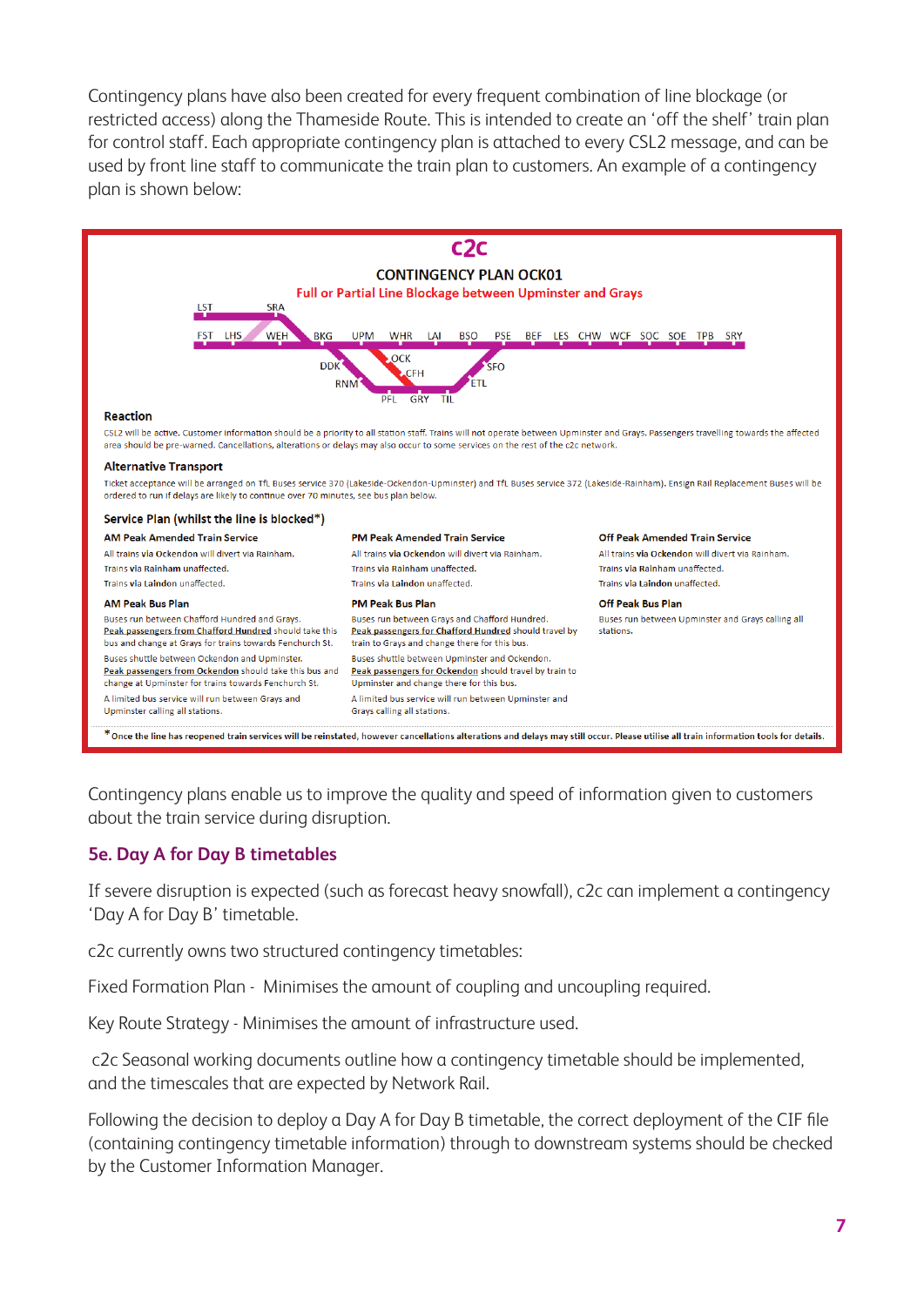Contingency plans have also been created for every frequent combination of line blockage (or restricted access) along the Thameside Route. This is intended to create an 'off the shelf' train plan for control staff. Each appropriate contingency plan is attached to every CSL2 message, and can be used by front line staff to communicate the train plan to customers. An example of a contingency plan is shown below:

c2c

**CONTINGENCY PLAN OCK01**

**Full or Partial Line Blockage between Upminster and Grays**

LST SRA
FST LHS WEH BKG UPM WHR LAI BSO PSE BEF LES CHW WCF SOC SOE TPB SRY
DDK OCK CFH SFO RNM ETL PFL GRY TIL

**Reaction**

CSL2 will be active. Customer information should be a priority to all station staff. Trains will not operate between Upminster and Grays. Passengers travelling towards the affected area should be pre-warned. Cancellations, alterations or delays may also occur to some services on the rest of the c2c network.

**Alternative Transport**

Ticket acceptance will be arranged on TfL Buses service 370 (Lakeside-Ockendon-Upminster) and TfL Buses service 372 (Lakeside-Rainham). Ensign Rail Replacement Buses will be ordered to run if delays are likely to continue over 70 minutes, see bus plan below.

**Service Plan (whilst the line is blocked*)**

**AM Peak Amended Train Service**

All trains via Ockendon will divert via Rainham.
Trains via Rainham unaffected.
Trains via Laindon unaffected.

**AM Peak Bus Plan**

Buses run between Chafford Hundred and Grays.
Peak passengers from Chafford Hundred should take this bus and change at Grays for trains towards Fenchurch St.

Buses shuttle between Ockendon and Upminster.
Peak passengers from Ockendon should take this bus and change at Upminster for trains towards Fenchurch St.

A limited bus service will run between Grays and Upminster calling all stations.

**PM Peak Amended Train Service**

All trains via Ockendon will divert via Rainham.
Trains via Rainham unaffected.
Trains via Laindon unaffected.

**PM Peak Bus Plan**

Buses run between Grays and Chafford Hundred.
Peak passengers for Chafford Hundred should travel by train to Grays and change there for this bus.

Buses shuttle between Upminster and Ockendon.
Peak passengers for Ockendon should travel by train to Upminster and change there for this bus.

A limited bus service will run between Upminster and Grays calling all stations.

**Off Peak Amended Train Service**

All trains via Ockendon will divert via Rainham.
Trains via Rainham unaffected.
Trains via Laindon unaffected.

**Off Peak Bus Plan**

Buses run between Upminster and Grays calling all stations.

*Once the line has reopened train services will be reinstated, however cancellations alterations and delays may still occur. Please utilise all train information tools for details.

Contingency plans enable us to improve the quality and speed of information given to customers about the train service during disruption.

## 5e. Day A for Day B timetables

If severe disruption is expected (such as forecast heavy snowfall), c2c can implement a contingency 'Day A for Day B' timetable.

c2c currently owns two structured contingency timetables:

Fixed Formation Plan - Minimises the amount of coupling and uncoupling required.

Key Route Strategy - Minimises the amount of infrastructure used.

c2c Seasonal working documents outline how a contingency timetable should be implemented, and the timescales that are expected by Network Rail.

Following the decision to deploy a Day A for Day B timetable, the correct deployment of the CIF file (containing contingency timetable information) through to downstream systems should be checked by the Customer Information Manager.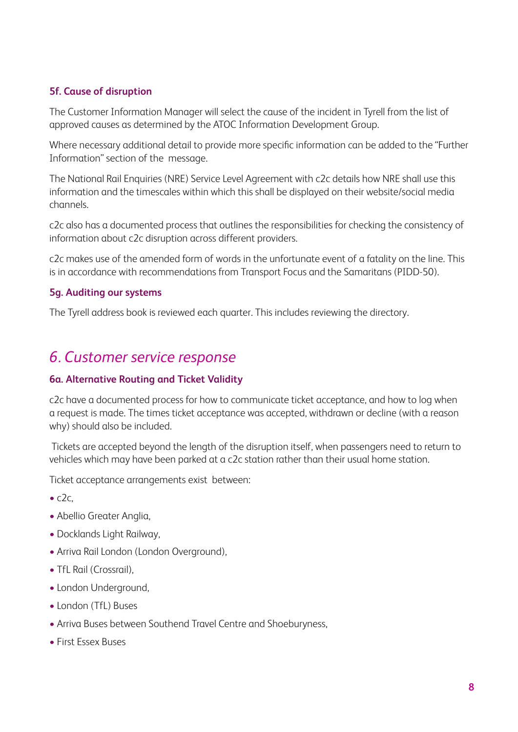### 5f. Cause of disruption

The Customer Information Manager will select the cause of the incident in Tyrell from the list of approved causes as determined by the ATOC Information Development Group.

Where necessary additional detail to provide more specific information can be added to the "Further Information" section of the message.

The National Rail Enquiries (NRE) Service Level Agreement with c2c details how NRE shall use this information and the timescales within which this shall be displayed on their website/social media channels.

c2c also has a documented process that outlines the responsibilities for checking the consistency of information about c2c disruption across different providers.

c2c makes use of the amended form of words in the unfortunate event of a fatality on the line. This is in accordance with recommendations from Transport Focus and the Samaritans (PIDD-50).

### 5g. Auditing our systems

The Tyrell address book is reviewed each quarter. This includes reviewing the directory.

## *6. Customer service response*

### 6a. Alternative Routing and Ticket Validity

c2c have a documented process for how to communicate ticket acceptance, and how to log when a request is made. The times ticket acceptance was accepted, withdrawn or decline (with a reason why) should also be included.

Tickets are accepted beyond the length of the disruption itself, when passengers need to return to vehicles which may have been parked at a c2c station rather than their usual home station.

Ticket acceptance arrangements exist between:

- c2c,
- Abellio Greater Anglia,
- Docklands Light Railway,
- Arriva Rail London (London Overground),
- TfL Rail (Crossrail),
- London Underground,
- London (TfL) Buses
- Arriva Buses between Southend Travel Centre and Shoeburyness,
- First Essex Buses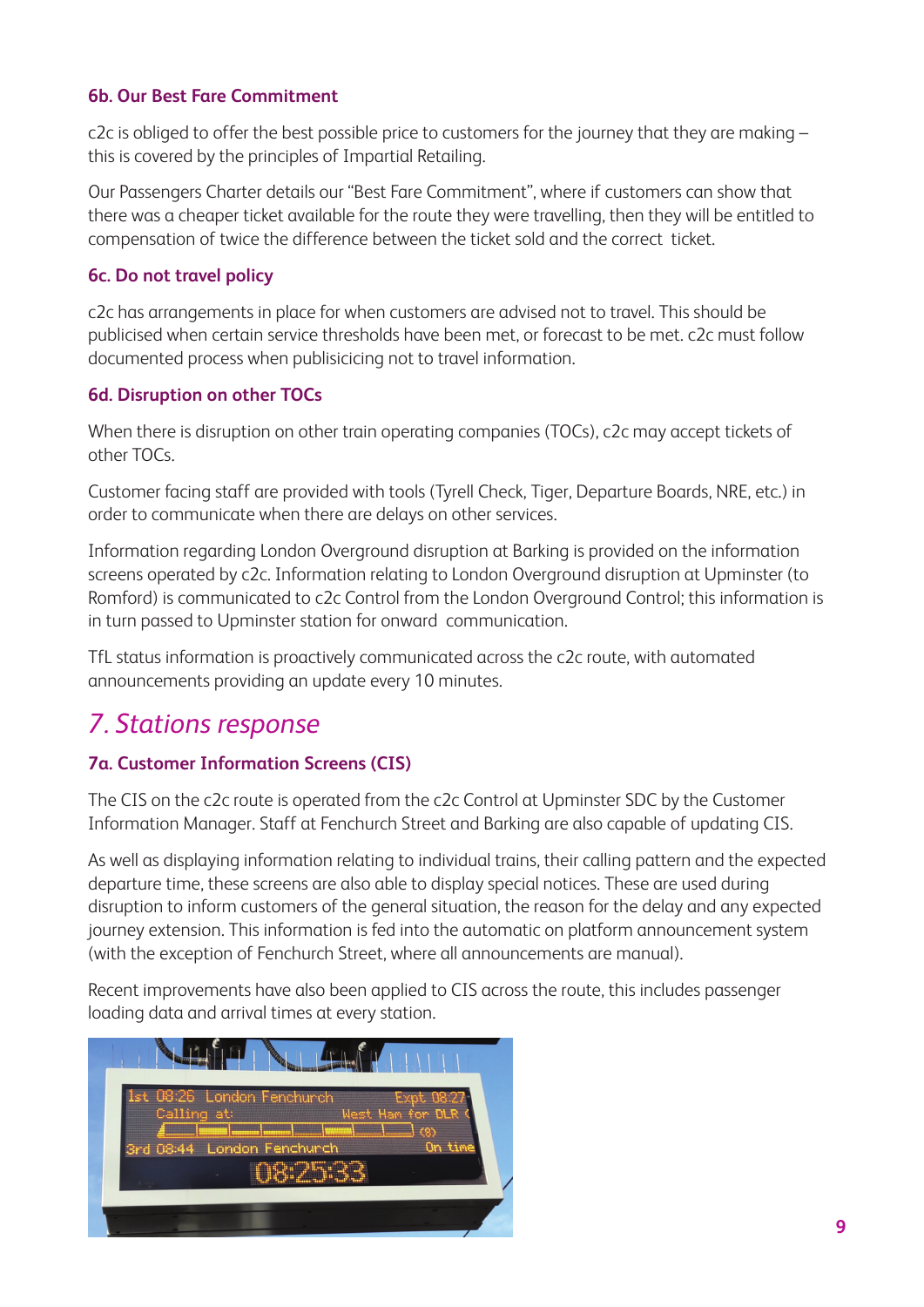### 6b. Our Best Fare Commitment

c2c is obliged to offer the best possible price to customers for the journey that they are making – this is covered by the principles of Impartial Retailing.

Our Passengers Charter details our "Best Fare Commitment", where if customers can show that there was a cheaper ticket available for the route they were travelling, then they will be entitled to compensation of twice the difference between the ticket sold and the correct ticket.

### 6c. Do not travel policy

c2c has arrangements in place for when customers are advised not to travel. This should be publicised when certain service thresholds have been met, or forecast to be met. c2c must follow documented process when publisicicing not to travel information.

### 6d. Disruption on other TOCs

When there is disruption on other train operating companies (TOCs), c2c may accept tickets of other TOCs.

Customer facing staff are provided with tools (Tyrell Check, Tiger, Departure Boards, NRE, etc.) in order to communicate when there are delays on other services.

Information regarding London Overground disruption at Barking is provided on the information screens operated by c2c. Information relating to London Overground disruption at Upminster (to Romford) is communicated to c2c Control from the London Overground Control; this information is in turn passed to Upminster station for onward communication.

TfL status information is proactively communicated across the c2c route, with automated announcements providing an update every 10 minutes.

## *7. Stations response*

### 7a. Customer Information Screens (CIS)

The CIS on the c2c route is operated from the c2c Control at Upminster SDC by the Customer Information Manager. Staff at Fenchurch Street and Barking are also capable of updating CIS.

As well as displaying information relating to individual trains, their calling pattern and the expected departure time, these screens are also able to display special notices. These are used during disruption to inform customers of the general situation, the reason for the delay and any expected journey extension. This information is fed into the automatic on platform announcement system (with the exception of Fenchurch Street, where all announcements are manual).

Recent improvements have also been applied to CIS across the route, this includes passenger loading data and arrival times at every station.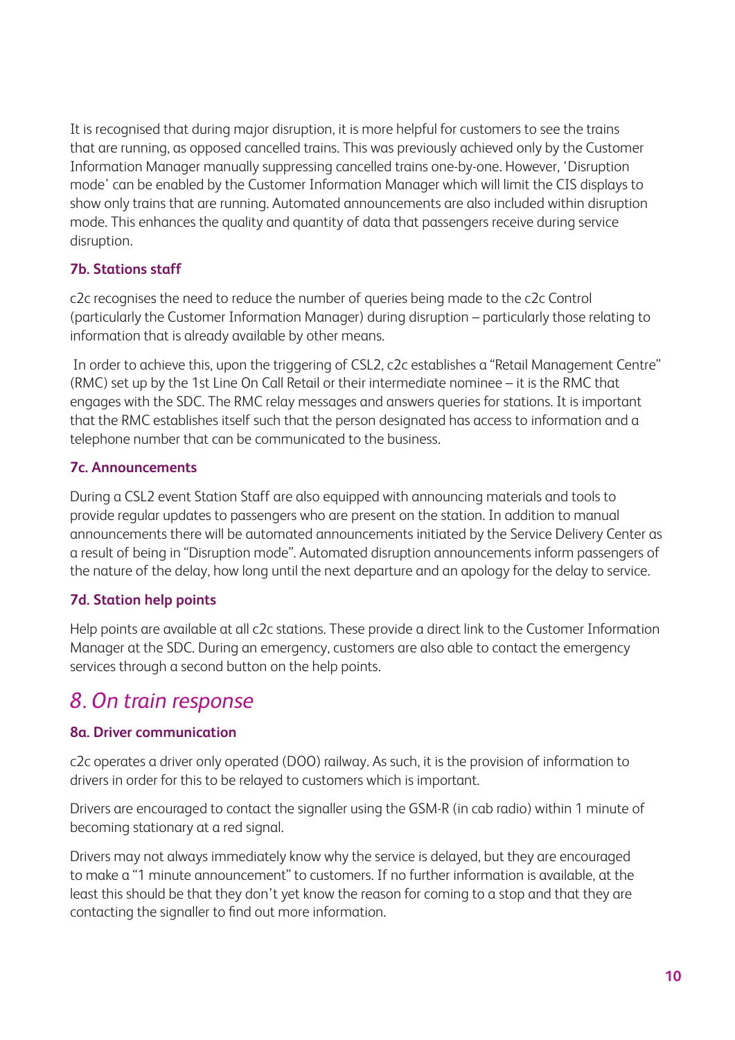It is recognised that during major disruption, it is more helpful for customers to see the trains that are running, as opposed cancelled trains. This was previously achieved only by the Customer Information Manager manually suppressing cancelled trains one-by-one. However, 'Disruption mode' can be enabled by the Customer Information Manager which will limit the CIS displays to show only trains that are running. Automated announcements are also included within disruption mode. This enhances the quality and quantity of data that passengers receive during service disruption.

### 7b. Stations staff

c2c recognises the need to reduce the number of queries being made to the c2c Control (particularly the Customer Information Manager) during disruption – particularly those relating to information that is already available by other means.

In order to achieve this, upon the triggering of CSL2, c2c establishes a "Retail Management Centre" (RMC) set up by the 1st Line On Call Retail or their intermediate nominee – it is the RMC that engages with the SDC. The RMC relay messages and answers queries for stations. It is important that the RMC establishes itself such that the person designated has access to information and a telephone number that can be communicated to the business.

### 7c. Announcements

During a CSL2 event Station Staff are also equipped with announcing materials and tools to provide regular updates to passengers who are present on the station. In addition to manual announcements there will be automated announcements initiated by the Service Delivery Center as a result of being in "Disruption mode". Automated disruption announcements inform passengers of the nature of the delay, how long until the next departure and an apology for the delay to service.

### 7d. Station help points

Help points are available at all c2c stations. These provide a direct link to the Customer Information Manager at the SDC. During an emergency, customers are also able to contact the emergency services through a second button on the help points.

## *8. On train response*

### 8a. Driver communication

c2c operates a driver only operated (DOO) railway. As such, it is the provision of information to drivers in order for this to be relayed to customers which is important.

Drivers are encouraged to contact the signaller using the GSM-R (in cab radio) within 1 minute of becoming stationary at a red signal.

Drivers may not always immediately know why the service is delayed, but they are encouraged to make a "1 minute announcement" to customers. If no further information is available, at the least this should be that they don't yet know the reason for coming to a stop and that they are contacting the signaller to find out more information.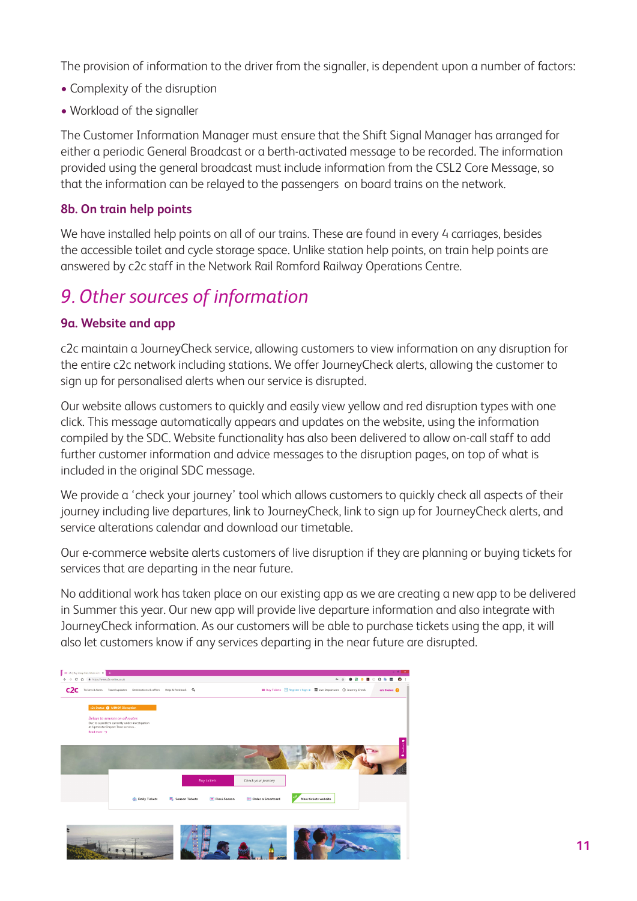The provision of information to the driver from the signaller, is dependent upon a number of factors:

- Complexity of the disruption
- Workload of the signaller

The Customer Information Manager must ensure that the Shift Signal Manager has arranged for either a periodic General Broadcast or a berth-activated message to be recorded. The information provided using the general broadcast must include information from the CSL2 Core Message, so that the information can be relayed to the passengers on board trains on the network.

### 8b. On train help points

We have installed help points on all of our trains. These are found in every 4 carriages, besides the accessible toilet and cycle storage space. Unlike station help points, on train help points are answered by c2c staff in the Network Rail Romford Railway Operations Centre.

## *9. Other sources of information*

### 9a. Website and app

c2c maintain a JourneyCheck service, allowing customers to view information on any disruption for the entire c2c network including stations. We offer JourneyCheck alerts, allowing the customer to sign up for personalised alerts when our service is disrupted.

Our website allows customers to quickly and easily view yellow and red disruption types with one click. This message automatically appears and updates on the website, using the information compiled by the SDC. Website functionality has also been delivered to allow on-call staff to add further customer information and advice messages to the disruption pages, on top of what is included in the original SDC message.

We provide a 'check your journey' tool which allows customers to quickly check all aspects of their journey including live departures, link to JourneyCheck, link to sign up for JourneyCheck alerts, and service alterations calendar and download our timetable.

Our e-commerce website alerts customers of live disruption if they are planning or buying tickets for services that are departing in the near future.

No additional work has taken place on our existing app as we are creating a new app to be delivered in Summer this year. Our new app will provide live departure information and also integrate with JourneyCheck information. As our customers will be able to purchase tickets using the app, it will also let customers know if any services departing in the near future are disrupted.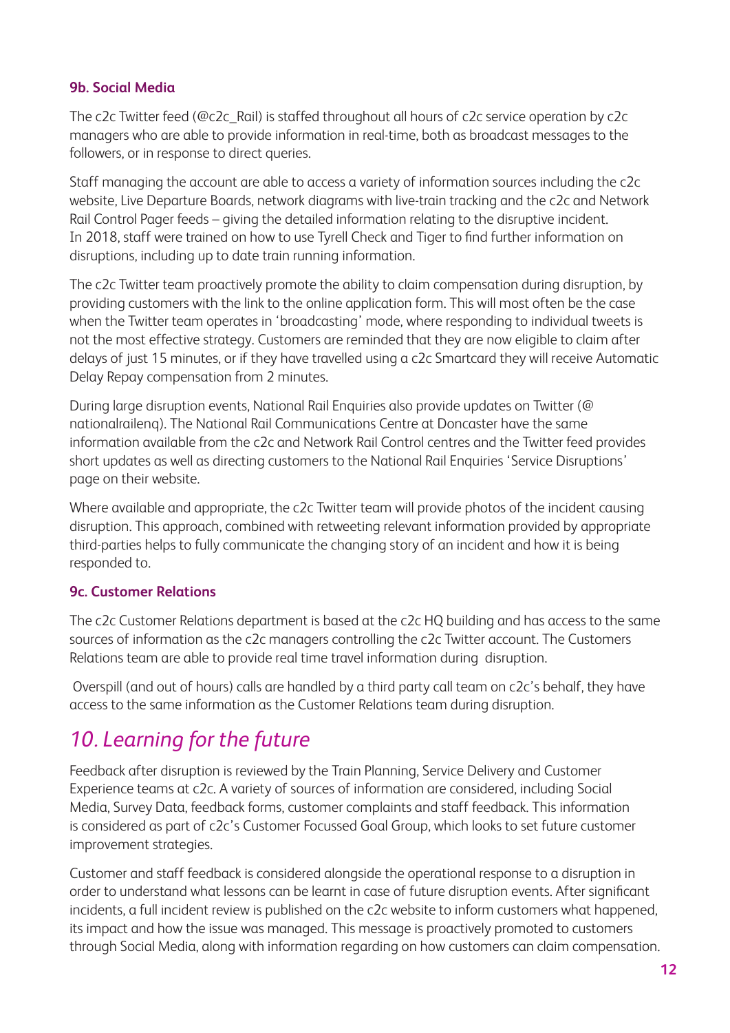### 9b. Social Media

The c2c Twitter feed (@c2c_Rail) is staffed throughout all hours of c2c service operation by c2c managers who are able to provide information in real-time, both as broadcast messages to the followers, or in response to direct queries.

Staff managing the account are able to access a variety of information sources including the c2c website, Live Departure Boards, network diagrams with live-train tracking and the c2c and Network Rail Control Pager feeds – giving the detailed information relating to the disruptive incident. In 2018, staff were trained on how to use Tyrell Check and Tiger to find further information on disruptions, including up to date train running information.

The c2c Twitter team proactively promote the ability to claim compensation during disruption, by providing customers with the link to the online application form. This will most often be the case when the Twitter team operates in 'broadcasting' mode, where responding to individual tweets is not the most effective strategy. Customers are reminded that they are now eligible to claim after delays of just 15 minutes, or if they have travelled using a c2c Smartcard they will receive Automatic Delay Repay compensation from 2 minutes.

During large disruption events, National Rail Enquiries also provide updates on Twitter (@ nationalraileng). The National Rail Communications Centre at Doncaster have the same information available from the c2c and Network Rail Control centres and the Twitter feed provides short updates as well as directing customers to the National Rail Enquiries 'Service Disruptions' page on their website.

Where available and appropriate, the c2c Twitter team will provide photos of the incident causing disruption. This approach, combined with retweeting relevant information provided by appropriate third-parties helps to fully communicate the changing story of an incident and how it is being responded to.

### 9c. Customer Relations

The c2c Customer Relations department is based at the c2c HQ building and has access to the same sources of information as the c2c managers controlling the c2c Twitter account. The Customers Relations team are able to provide real time travel information during disruption.

Overspill (and out of hours) calls are handled by a third party call team on c2c's behalf, they have access to the same information as the Customer Relations team during disruption.

## *10. Learning for the future*

Feedback after disruption is reviewed by the Train Planning, Service Delivery and Customer Experience teams at c2c. A variety of sources of information are considered, including Social Media, Survey Data, feedback forms, customer complaints and staff feedback. This information is considered as part of c2c's Customer Focussed Goal Group, which looks to set future customer improvement strategies.

Customer and staff feedback is considered alongside the operational response to a disruption in order to understand what lessons can be learnt in case of future disruption events. After significant incidents, a full incident review is published on the c2c website to inform customers what happened, its impact and how the issue was managed. This message is proactively promoted to customers through Social Media, along with information regarding on how customers can claim compensation.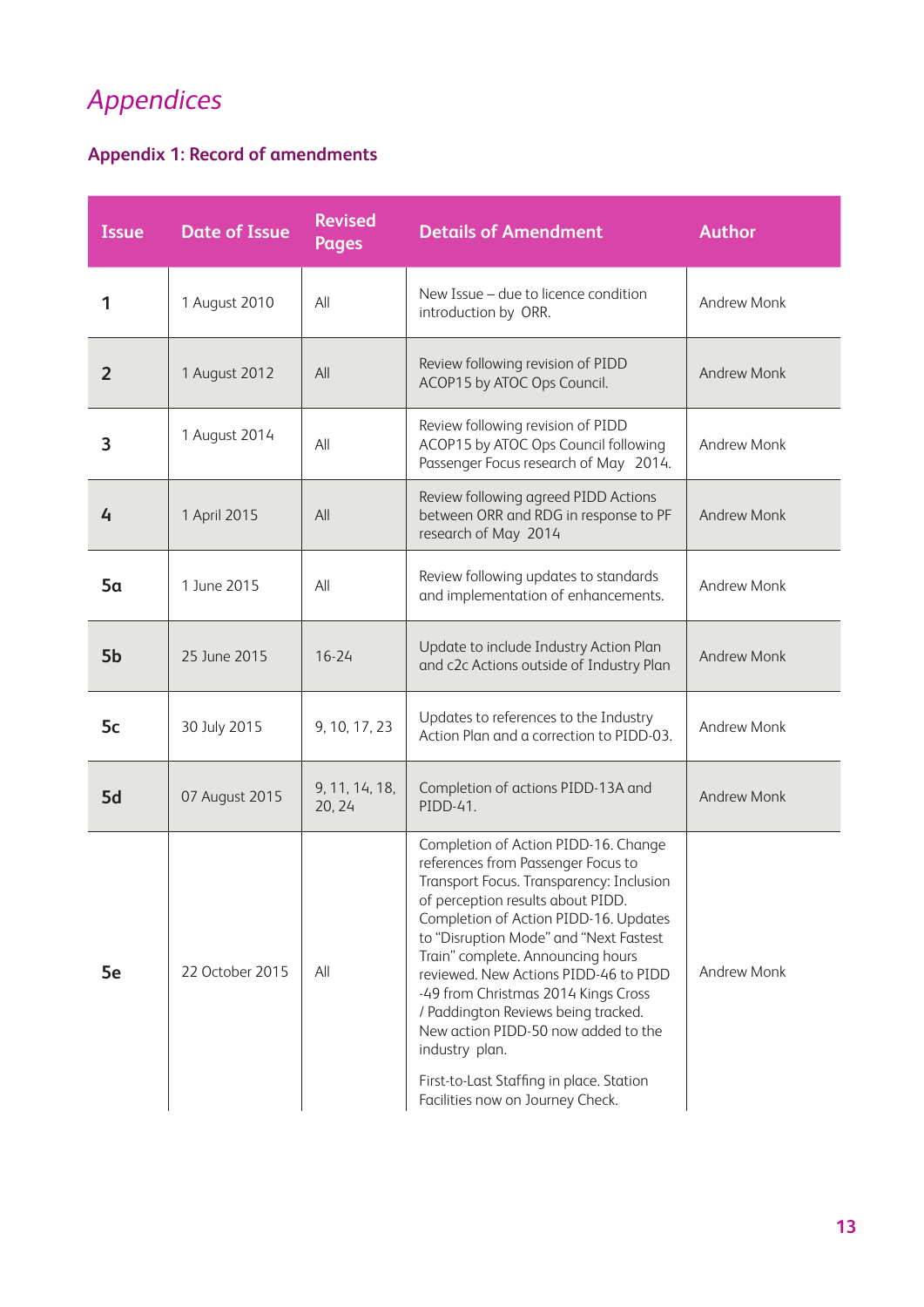# Appendices

## Appendix 1: Record of amendments

| Issue | Date of Issue | Revised Pages | Details of Amendment | Author |
|---|---|---|---|---|
| **1** | 1 August 2010 | All | New Issue – due to licence condition introduction by ORR. | Andrew Monk |
| **2** | 1 August 2012 | All | Review following revision of PIDD ACOP15 by ATOC Ops Council. | Andrew Monk |
| **3** | 1 August 2014 | All | Review following revision of PIDD ACOP15 by ATOC Ops Council following Passenger Focus research of May 2014. | Andrew Monk |
| **4** | 1 April 2015 | All | Review following agreed PIDD Actions between ORR and RDG in response to PF research of May 2014 | Andrew Monk |
| **5a** | 1 June 2015 | All | Review following updates to standards and implementation of enhancements. | Andrew Monk |
| **5b** | 25 June 2015 | 16-24 | Update to include Industry Action Plan and c2c Actions outside of Industry Plan | Andrew Monk |
| **5c** | 30 July 2015 | 9, 10, 17, 23 | Updates to references to the Industry Action Plan and a correction to PIDD-03. | Andrew Monk |
| **5d** | 07 August 2015 | 9, 11, 14, 18, 20, 24 | Completion of actions PIDD-13A and PIDD-41. | Andrew Monk |
| **5e** | 22 October 2015 | All | Completion of Action PIDD-16. Change references from Passenger Focus to Transport Focus. Transparency: Inclusion of perception results about PIDD. Completion of Action PIDD-16. Updates to "Disruption Mode" and "Next Fastest Train" complete. Announcing hours reviewed. New Actions PIDD-46 to PIDD -49 from Christmas 2014 Kings Cross / Paddington Reviews being tracked. New action PIDD-50 now added to the industry plan.<br><br>First-to-Last Staffing in place. Station Facilities now on Journey Check. | Andrew Monk |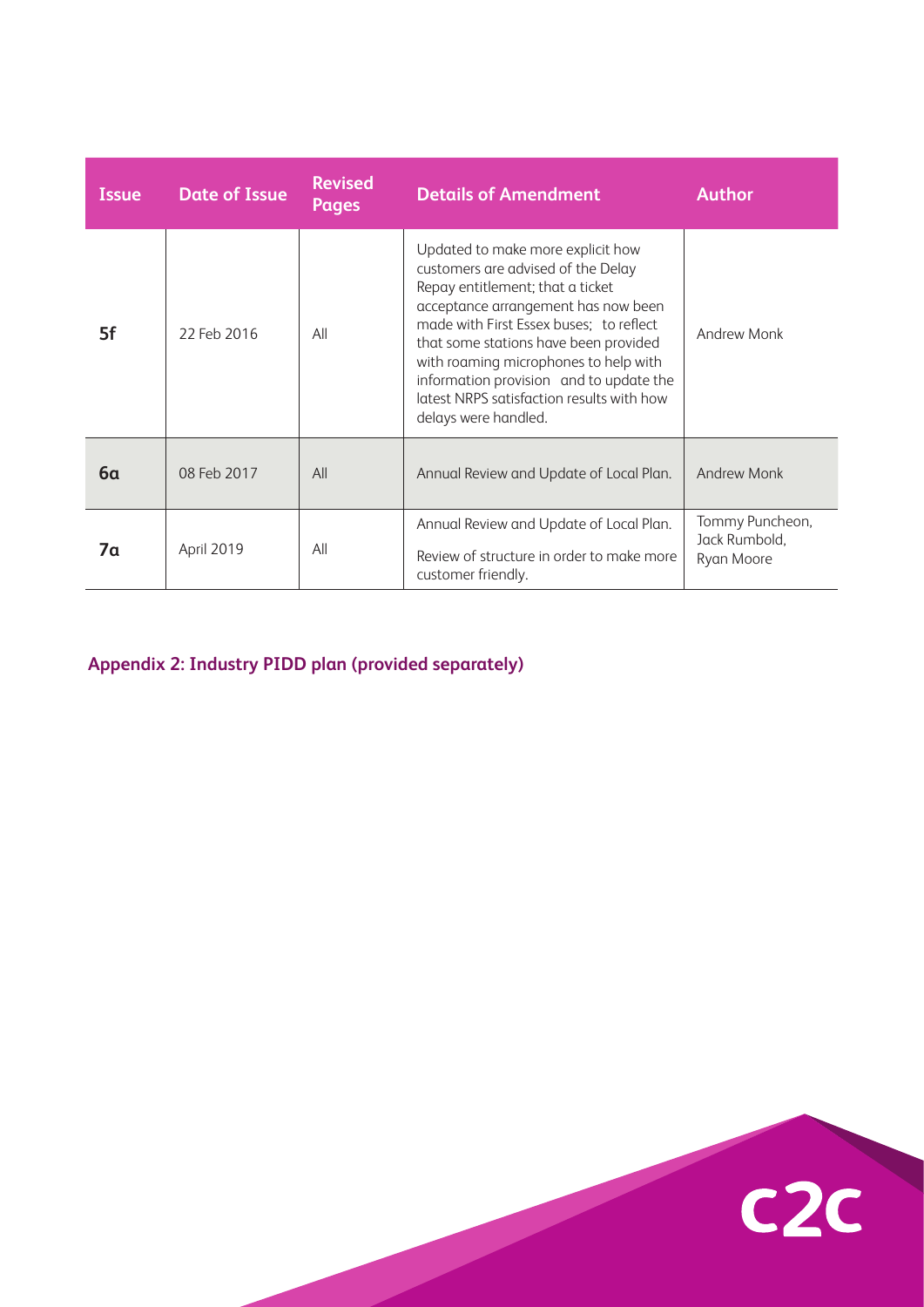| Issue | Date of Issue | Revised Pages | Details of Amendment | Author |
| --- | --- | --- | --- | --- |
| **5f** | 22 Feb 2016 | All | Updated to make more explicit how customers are advised of the Delay Repay entitlement; that a ticket acceptance arrangement has now been made with First Essex buses; to reflect that some stations have been provided with roaming microphones to help with information provision and to update the latest NRPS satisfaction results with how delays were handled. | Andrew Monk |
| **6a** | 08 Feb 2017 | All | Annual Review and Update of Local Plan. | Andrew Monk |
| **7a** | April 2019 | All | Annual Review and Update of Local Plan. Review of structure in order to make more customer friendly. | Tommy Puncheon, Jack Rumbold, Ryan Moore |

## Appendix 2: Industry PIDD plan (provided separately)

c2c